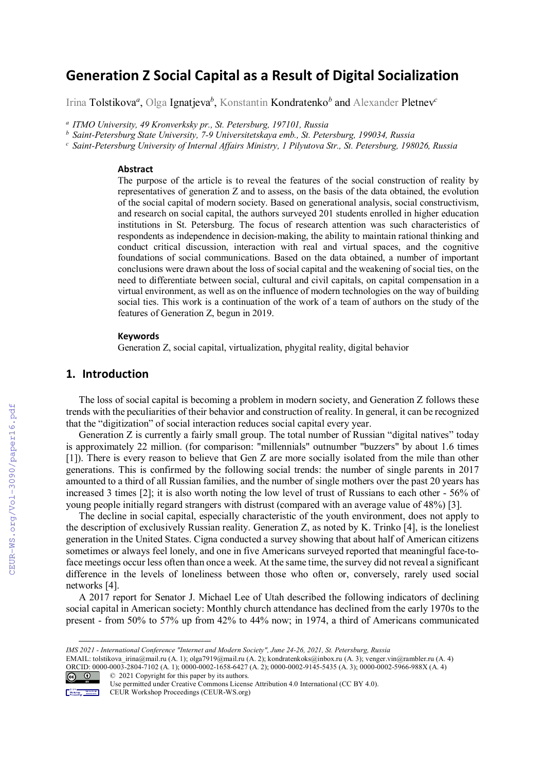# Generation Z Social Capital as a Result of Digital Socialization

Irina Tolstikova[a], Olga Ignatjeva[b], Konstantin Kondratenko[b] and Alexander Pletnev[c]

[a] *ITMO University, 49 Kronverksky pr., St. Petersburg, 197101, Russia*
[b] *Saint-Petersburg State University, 7-9 Universitetskaya emb., St. Petersburg, 199034, Russia*
[c] *Saint-Petersburg University of Internal Affairs Ministry, 1 Pilyutova Str., St. Petersburg, 198026, Russia*

### Abstract

The purpose of the article is to reveal the features of the social construction of reality by representatives of generation Z and to assess, on the basis of the data obtained, the evolution of the social capital of modern society. Based on generational analysis, social constructivism, and research on social capital, the authors surveyed 201 students enrolled in higher education institutions in St. Petersburg. The focus of research attention was such characteristics of respondents as independence in decision-making, the ability to maintain rational thinking and conduct critical discussion, interaction with real and virtual spaces, and the cognitive foundations of social communications. Based on the data obtained, a number of important conclusions were drawn about the loss of social capital and the weakening of social ties, on the need to differentiate between social, cultural and civil capitals, on capital compensation in a virtual environment, as well as on the influence of modern technologies on the way of building social ties. This work is a continuation of the work of a team of authors on the study of the features of Generation Z, begun in 2019.

### Keywords

Generation Z, social capital, virtualization, phygital reality, digital behavior

## 1. Introduction

The loss of social capital is becoming a problem in modern society, and Generation Z follows these trends with the peculiarities of their behavior and construction of reality. In general, it can be recognized that the "digitization" of social interaction reduces social capital every year.

Generation Z is currently a fairly small group. The total number of Russian "digital natives" today is approximately 22 million. (for comparison: "millennials" outnumber "buzzers" by about 1.6 times [1]). There is every reason to believe that Gen Z are more socially isolated from the mile than other generations. This is confirmed by the following social trends: the number of single parents in 2017 amounted to a third of all Russian families, and the number of single mothers over the past 20 years has increased 3 times [2]; it is also worth noting the low level of trust of Russians to each other - 56% of young people initially regard strangers with distrust (compared with an average value of 48%) [3].

The decline in social capital, especially characteristic of the youth environment, does not apply to the description of exclusively Russian reality. Generation Z, as noted by K. Trinko [4], is the loneliest generation in the United States. Cigna conducted a survey showing that about half of American citizens sometimes or always feel lonely, and one in five Americans surveyed reported that meaningful face-to-face meetings occur less often than once a week. At the same time, the survey did not reveal a significant difference in the levels of loneliness between those who often or, conversely, rarely used social networks [4].

A 2017 report for Senator J. Michael Lee of Utah described the following indicators of declining social capital in American society: Monthly church attendance has declined from the early 1970s to the present - from 50% to 57% up from 42% to 44% now; in 1974, a third of Americans communicated

---

*IMS 2021 - International Conference "Internet and Modern Society", June 24-26, 2021, St. Petersburg, Russia*
EMAIL: tolstikova_irina@mail.ru (A. 1); olga7919@mail.ru (A. 2); kondratenkoks@inbox.ru (A. 3); venger.vin@rambler.ru (A. 4)
ORCID: 0000-0003-2804-7102 (A. 1); 0000-0002-1658-6427 (A. 2); 0000-0002-9145-5435 (A. 3); 0000-0002-5966-988X (A. 4)
© 2021 Copyright for this paper by its authors.
Use permitted under Creative Commons License Attribution 4.0 International (CC BY 4.0).
CEUR Workshop Proceedings (CEUR-WS.org)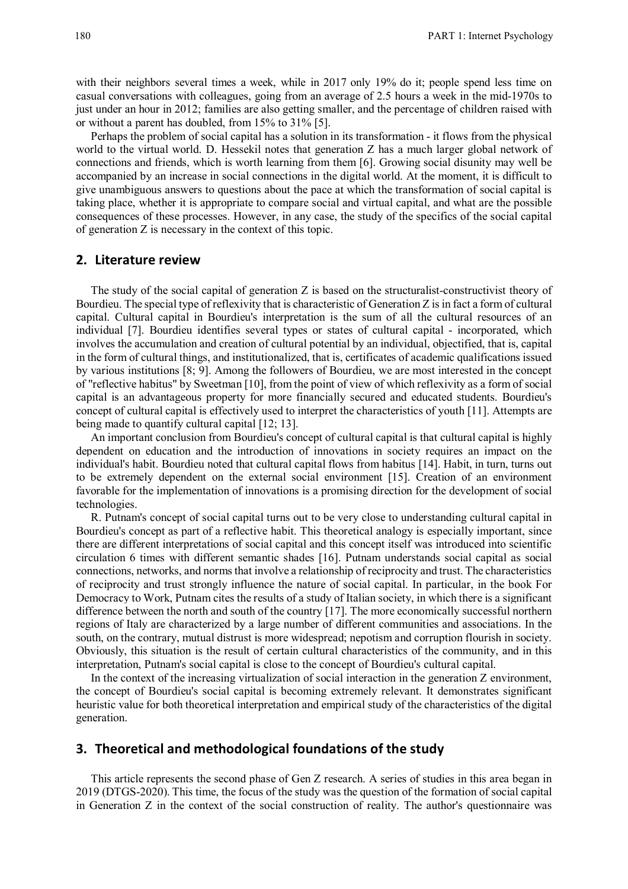with their neighbors several times a week, while in 2017 only 19% do it; people spend less time on casual conversations with colleagues, going from an average of 2.5 hours a week in the mid-1970s to just under an hour in 2012; families are also getting smaller, and the percentage of children raised with or without a parent has doubled, from 15% to 31% [5].

Perhaps the problem of social capital has a solution in its transformation - it flows from the physical world to the virtual world. D. Hessekil notes that generation Z has a much larger global network of connections and friends, which is worth learning from them [6]. Growing social disunity may well be accompanied by an increase in social connections in the digital world. At the moment, it is difficult to give unambiguous answers to questions about the pace at which the transformation of social capital is taking place, whether it is appropriate to compare social and virtual capital, and what are the possible consequences of these processes. However, in any case, the study of the specifics of the social capital of generation Z is necessary in the context of this topic.

## 2. Literature review

The study of the social capital of generation Z is based on the structuralist-constructivist theory of Bourdieu. The special type of reflexivity that is characteristic of Generation Z is in fact a form of cultural capital. Cultural capital in Bourdieu's interpretation is the sum of all the cultural resources of an individual [7]. Bourdieu identifies several types or states of cultural capital - incorporated, which involves the accumulation and creation of cultural potential by an individual, objectified, that is, capital in the form of cultural things, and institutionalized, that is, certificates of academic qualifications issued by various institutions [8; 9]. Among the followers of Bourdieu, we are most interested in the concept of "reflective habitus" by Sweetman [10], from the point of view of which reflexivity as a form of social capital is an advantageous property for more financially secured and educated students. Bourdieu's concept of cultural capital is effectively used to interpret the characteristics of youth [11]. Attempts are being made to quantify cultural capital [12; 13].

An important conclusion from Bourdieu's concept of cultural capital is that cultural capital is highly dependent on education and the introduction of innovations in society requires an impact on the individual's habit. Bourdieu noted that cultural capital flows from habitus [14]. Habit, in turn, turns out to be extremely dependent on the external social environment [15]. Creation of an environment favorable for the implementation of innovations is a promising direction for the development of social technologies.

R. Putnam's concept of social capital turns out to be very close to understanding cultural capital in Bourdieu's concept as part of a reflective habit. This theoretical analogy is especially important, since there are different interpretations of social capital and this concept itself was introduced into scientific circulation 6 times with different semantic shades [16]. Putnam understands social capital as social connections, networks, and norms that involve a relationship of reciprocity and trust. The characteristics of reciprocity and trust strongly influence the nature of social capital. In particular, in the book For Democracy to Work, Putnam cites the results of a study of Italian society, in which there is a significant difference between the north and south of the country [17]. The more economically successful northern regions of Italy are characterized by a large number of different communities and associations. In the south, on the contrary, mutual distrust is more widespread; nepotism and corruption flourish in society. Obviously, this situation is the result of certain cultural characteristics of the community, and in this interpretation, Putnam's social capital is close to the concept of Bourdieu's cultural capital.

In the context of the increasing virtualization of social interaction in the generation Z environment, the concept of Bourdieu's social capital is becoming extremely relevant. It demonstrates significant heuristic value for both theoretical interpretation and empirical study of the characteristics of the digital generation.

## 3. Theoretical and methodological foundations of the study

This article represents the second phase of Gen Z research. A series of studies in this area began in 2019 (DTGS-2020). This time, the focus of the study was the question of the formation of social capital in Generation Z in the context of the social construction of reality. The author's questionnaire was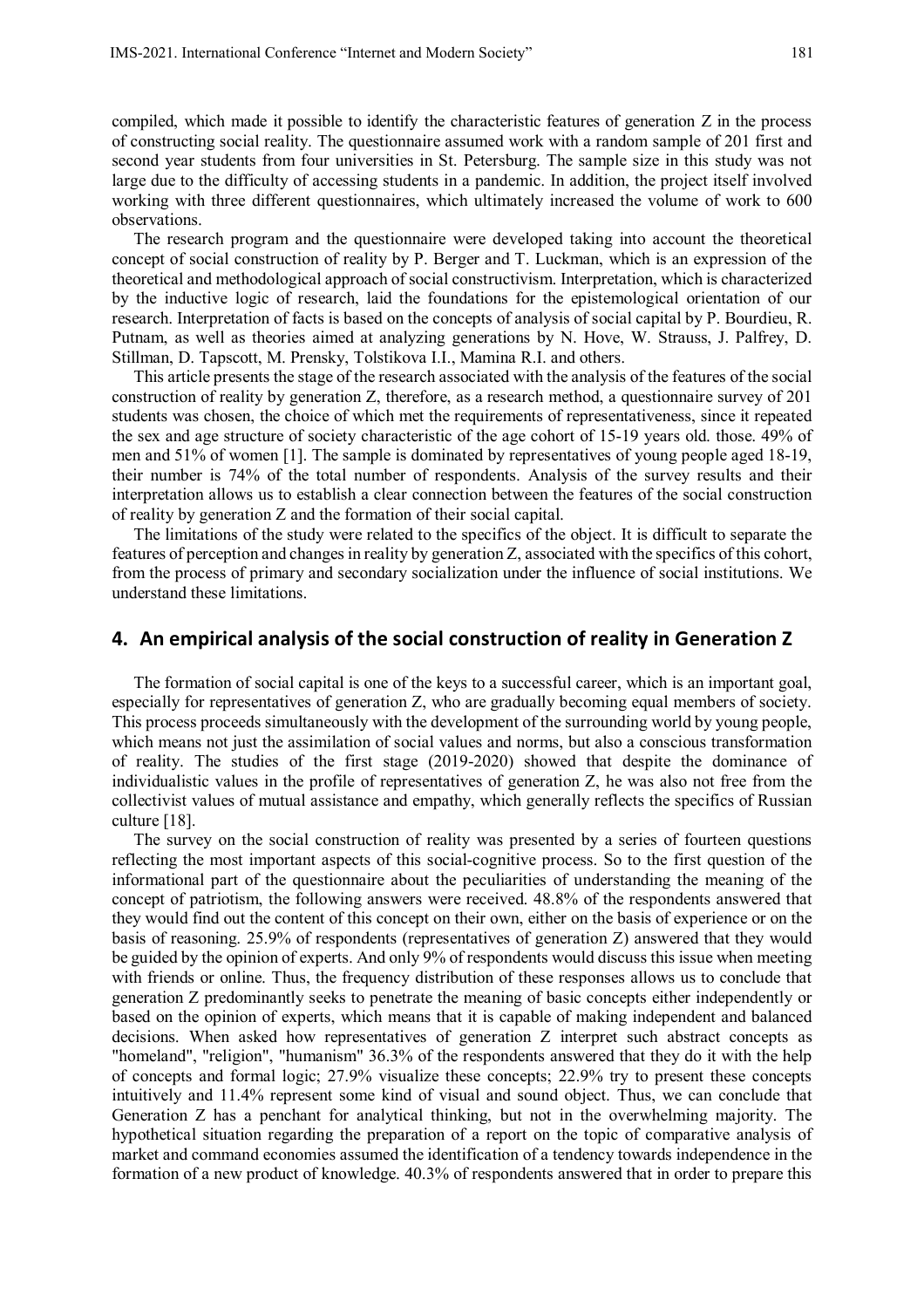compiled, which made it possible to identify the characteristic features of generation Z in the process of constructing social reality. The questionnaire assumed work with a random sample of 201 first and second year students from four universities in St. Petersburg. The sample size in this study was not large due to the difficulty of accessing students in a pandemic. In addition, the project itself involved working with three different questionnaires, which ultimately increased the volume of work to 600 observations.

The research program and the questionnaire were developed taking into account the theoretical concept of social construction of reality by P. Berger and T. Luckman, which is an expression of the theoretical and methodological approach of social constructivism. Interpretation, which is characterized by the inductive logic of research, laid the foundations for the epistemological orientation of our research. Interpretation of facts is based on the concepts of analysis of social capital by P. Bourdieu, R. Putnam, as well as theories aimed at analyzing generations by N. Hove, W. Strauss, J. Palfrey, D. Stillman, D. Tapscott, M. Prensky, Tolstikova I.I., Mamina R.I. and others.

This article presents the stage of the research associated with the analysis of the features of the social construction of reality by generation Z, therefore, as a research method, a questionnaire survey of 201 students was chosen, the choice of which met the requirements of representativeness, since it repeated the sex and age structure of society characteristic of the age cohort of 15-19 years old. those. 49% of men and 51% of women [1]. The sample is dominated by representatives of young people aged 18-19, their number is 74% of the total number of respondents. Analysis of the survey results and their interpretation allows us to establish a clear connection between the features of the social construction of reality by generation Z and the formation of their social capital.

The limitations of the study were related to the specifics of the object. It is difficult to separate the features of perception and changes in reality by generation Z, associated with the specifics of this cohort, from the process of primary and secondary socialization under the influence of social institutions. We understand these limitations.

## 4. An empirical analysis of the social construction of reality in Generation Z

The formation of social capital is one of the keys to a successful career, which is an important goal, especially for representatives of generation Z, who are gradually becoming equal members of society. This process proceeds simultaneously with the development of the surrounding world by young people, which means not just the assimilation of social values and norms, but also a conscious transformation of reality. The studies of the first stage (2019-2020) showed that despite the dominance of individualistic values in the profile of representatives of generation Z, he was also not free from the collectivist values of mutual assistance and empathy, which generally reflects the specifics of Russian culture [18].

The survey on the social construction of reality was presented by a series of fourteen questions reflecting the most important aspects of this social-cognitive process. So to the first question of the informational part of the questionnaire about the peculiarities of understanding the meaning of the concept of patriotism, the following answers were received. 48.8% of the respondents answered that they would find out the content of this concept on their own, either on the basis of experience or on the basis of reasoning. 25.9% of respondents (representatives of generation Z) answered that they would be guided by the opinion of experts. And only 9% of respondents would discuss this issue when meeting with friends or online. Thus, the frequency distribution of these responses allows us to conclude that generation Z predominantly seeks to penetrate the meaning of basic concepts either independently or based on the opinion of experts, which means that it is capable of making independent and balanced decisions. When asked how representatives of generation Z interpret such abstract concepts as "homeland", "religion", "humanism" 36.3% of the respondents answered that they do it with the help of concepts and formal logic; 27.9% visualize these concepts; 22.9% try to present these concepts intuitively and 11.4% represent some kind of visual and sound object. Thus, we can conclude that Generation Z has a penchant for analytical thinking, but not in the overwhelming majority. The hypothetical situation regarding the preparation of a report on the topic of comparative analysis of market and command economies assumed the identification of a tendency towards independence in the formation of a new product of knowledge. 40.3% of respondents answered that in order to prepare this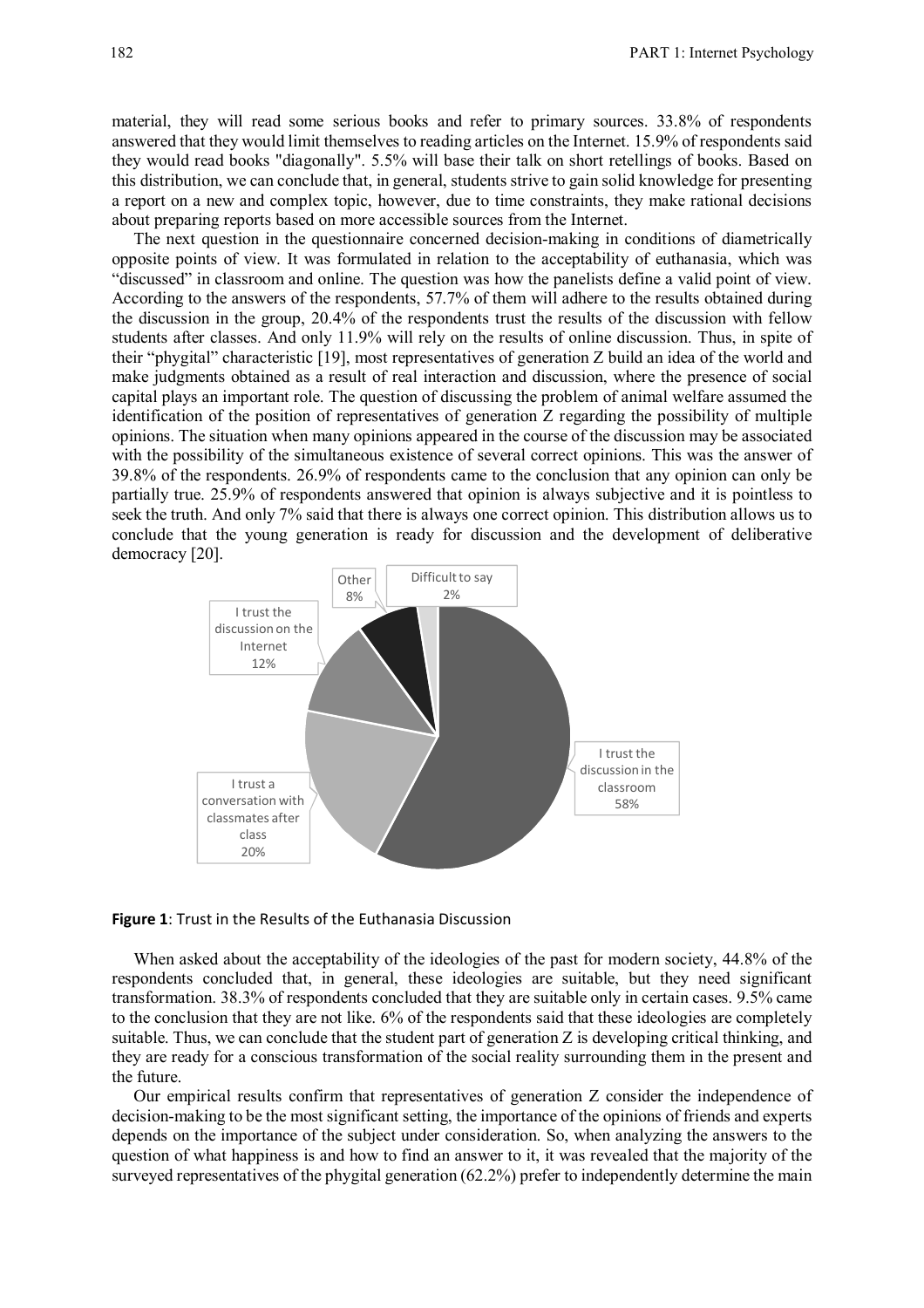material, they will read some serious books and refer to primary sources. 33.8% of respondents answered that they would limit themselves to reading articles on the Internet. 15.9% of respondents said they would read books "diagonally". 5.5% will base their talk on short retellings of books. Based on this distribution, we can conclude that, in general, students strive to gain solid knowledge for presenting a report on a new and complex topic, however, due to time constraints, they make rational decisions about preparing reports based on more accessible sources from the Internet.

The next question in the questionnaire concerned decision-making in conditions of diametrically opposite points of view. It was formulated in relation to the acceptability of euthanasia, which was "discussed" in classroom and online. The question was how the panelists define a valid point of view. According to the answers of the respondents, 57.7% of them will adhere to the results obtained during the discussion in the group, 20.4% of the respondents trust the results of the discussion with fellow students after classes. And only 11.9% will rely on the results of online discussion. Thus, in spite of their "phygital" characteristic [19], most representatives of generation Z build an idea of the world and make judgments obtained as a result of real interaction and discussion, where the presence of social capital plays an important role. The question of discussing the problem of animal welfare assumed the identification of the position of representatives of generation Z regarding the possibility of multiple opinions. The situation when many opinions appeared in the course of the discussion may be associated with the possibility of the simultaneous existence of several correct opinions. This was the answer of 39.8% of the respondents. 26.9% of respondents came to the conclusion that any opinion can only be partially true. 25.9% of respondents answered that opinion is always subjective and it is pointless to seek the truth. And only 7% said that there is always one correct opinion. This distribution allows us to conclude that the young generation is ready for discussion and the development of deliberative democracy [20].

| Response | Share |
|---|---|
| I trust the discussion in the classroom | 58% |
| I trust a conversation with classmates after class | 20% |
| I trust the discussion on the Internet | 12% |
| Other | 8% |
| Difficult to say | 2% |

**Figure 1**: Trust in the Results of the Euthanasia Discussion

When asked about the acceptability of the ideologies of the past for modern society, 44.8% of the respondents concluded that, in general, these ideologies are suitable, but they need significant transformation. 38.3% of respondents concluded that they are suitable only in certain cases. 9.5% came to the conclusion that they are not like. 6% of the respondents said that these ideologies are completely suitable. Thus, we can conclude that the student part of generation Z is developing critical thinking, and they are ready for a conscious transformation of the social reality surrounding them in the present and the future.

Our empirical results confirm that representatives of generation Z consider the independence of decision-making to be the most significant setting, the importance of the opinions of friends and experts depends on the importance of the subject under consideration. So, when analyzing the answers to the question of what happiness is and how to find an answer to it, it was revealed that the majority of the surveyed representatives of the phygital generation (62.2%) prefer to independently determine the main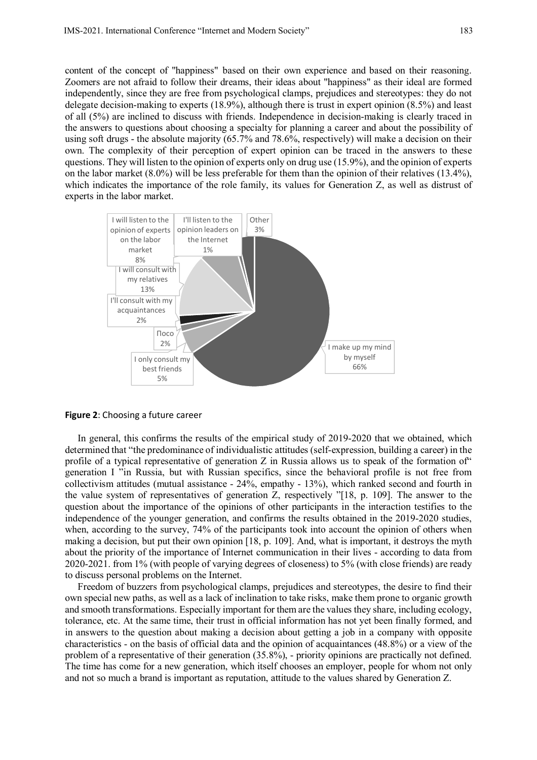content of the concept of "happiness" based on their own experience and based on their reasoning. Zoomers are not afraid to follow their dreams, their ideas about "happiness" as their ideal are formed independently, since they are free from psychological clamps, prejudices and stereotypes: they do not delegate decision-making to experts (18.9%), although there is trust in expert opinion (8.5%) and least of all (5%) are inclined to discuss with friends. Independence in decision-making is clearly traced in the answers to questions about choosing a specialty for planning a career and about the possibility of using soft drugs - the absolute majority (65.7% and 78.6%, respectively) will make a decision on their own. The complexity of their perception of expert opinion can be traced in the answers to these questions. They will listen to the opinion of experts only on drug use (15.9%), and the opinion of experts on the labor market (8.0%) will be less preferable for them than the opinion of their relatives (13.4%), which indicates the importance of the role family, its values for Generation Z, as well as distrust of experts in the labor market.

| Category | Share |
|---|---|
| I make up my mind by myself | 66% |
| I only consult my best friends | 5% |
| Поco | 2% |
| I'll consult with my acquaintances | 2% |
| I will consult with my relatives | 13% |
| I will listen to the opinion of experts on the labor market | 8% |
| I'll listen to the opinion leaders on the Internet | 1% |
| Other | 3% |

**Figure 2**: Choosing a future career

In general, this confirms the results of the empirical study of 2019-2020 that we obtained, which determined that "the predominance of individualistic attitudes (self-expression, building a career) in the profile of a typical representative of generation Z in Russia allows us to speak of the formation of" generation I "in Russia, but with Russian specifics, since the behavioral profile is not free from collectivism attitudes (mutual assistance - 24%, empathy - 13%), which ranked second and fourth in the value system of representatives of generation Z, respectively "[18, p. 109]. The answer to the question about the importance of the opinions of other participants in the interaction testifies to the independence of the younger generation, and confirms the results obtained in the 2019-2020 studies, when, according to the survey, 74% of the participants took into account the opinion of others when making a decision, but put their own opinion [18, p. 109]. And, what is important, it destroys the myth about the priority of the importance of Internet communication in their lives - according to data from 2020-2021. from 1% (with people of varying degrees of closeness) to 5% (with close friends) are ready to discuss personal problems on the Internet.

Freedom of buzzers from psychological clamps, prejudices and stereotypes, the desire to find their own special new paths, as well as a lack of inclination to take risks, make them prone to organic growth and smooth transformations. Especially important for them are the values they share, including ecology, tolerance, etc. At the same time, their trust in official information has not yet been finally formed, and in answers to the question about making a decision about getting a job in a company with opposite characteristics - on the basis of official data and the opinion of acquaintances (48.8%) or a view of the problem of a representative of their generation (35.8%), - priority opinions are practically not defined. The time has come for a new generation, which itself chooses an employer, people for whom not only and not so much a brand is important as reputation, attitude to the values shared by Generation Z.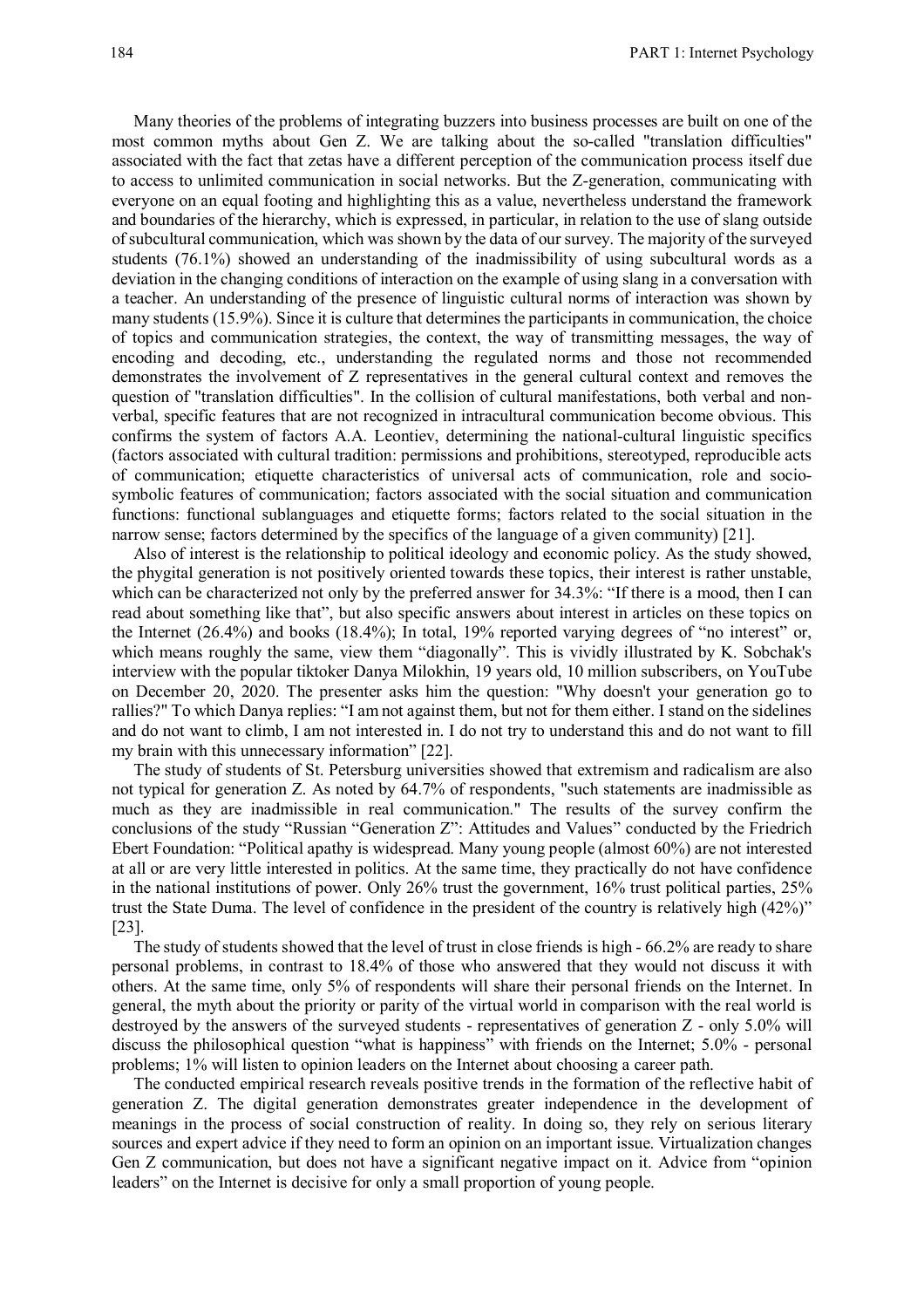Many theories of the problems of integrating buzzers into business processes are built on one of the most common myths about Gen Z. We are talking about the so-called "translation difficulties" associated with the fact that zetas have a different perception of the communication process itself due to access to unlimited communication in social networks. But the Z-generation, communicating with everyone on an equal footing and highlighting this as a value, nevertheless understand the framework and boundaries of the hierarchy, which is expressed, in particular, in relation to the use of slang outside of subcultural communication, which was shown by the data of our survey. The majority of the surveyed students (76.1%) showed an understanding of the inadmissibility of using subcultural words as a deviation in the changing conditions of interaction on the example of using slang in a conversation with a teacher. An understanding of the presence of linguistic cultural norms of interaction was shown by many students (15.9%). Since it is culture that determines the participants in communication, the choice of topics and communication strategies, the context, the way of transmitting messages, the way of encoding and decoding, etc., understanding the regulated norms and those not recommended demonstrates the involvement of Z representatives in the general cultural context and removes the question of "translation difficulties". In the collision of cultural manifestations, both verbal and non-verbal, specific features that are not recognized in intracultural communication become obvious. This confirms the system of factors A.A. Leontiev, determining the national-cultural linguistic specifics (factors associated with cultural tradition: permissions and prohibitions, stereotyped, reproducible acts of communication; etiquette characteristics of universal acts of communication, role and socio-symbolic features of communication; factors associated with the social situation and communication functions: functional sublanguages and etiquette forms; factors related to the social situation in the narrow sense; factors determined by the specifics of the language of a given community) [21].

Also of interest is the relationship to political ideology and economic policy. As the study showed, the phygital generation is not positively oriented towards these topics, their interest is rather unstable, which can be characterized not only by the preferred answer for 34.3%: "If there is a mood, then I can read about something like that", but also specific answers about interest in articles on these topics on the Internet (26.4%) and books (18.4%); In total, 19% reported varying degrees of "no interest" or, which means roughly the same, view them "diagonally". This is vividly illustrated by K. Sobchak's interview with the popular tiktoker Danya Milokhin, 19 years old, 10 million subscribers, on YouTube on December 20, 2020. The presenter asks him the question: "Why doesn't your generation go to rallies?" To which Danya replies: "I am not against them, but not for them either. I stand on the sidelines and do not want to climb, I am not interested in. I do not try to understand this and do not want to fill my brain with this unnecessary information" [22].

The study of students of St. Petersburg universities showed that extremism and radicalism are also not typical for generation Z. As noted by 64.7% of respondents, "such statements are inadmissible as much as they are inadmissible in real communication." The results of the survey confirm the conclusions of the study "Russian "Generation Z": Attitudes and Values" conducted by the Friedrich Ebert Foundation: "Political apathy is widespread. Many young people (almost 60%) are not interested at all or are very little interested in politics. At the same time, they practically do not have confidence in the national institutions of power. Only 26% trust the government, 16% trust political parties, 25% trust the State Duma. The level of confidence in the president of the country is relatively high (42%)" [23].

The study of students showed that the level of trust in close friends is high - 66.2% are ready to share personal problems, in contrast to 18.4% of those who answered that they would not discuss it with others. At the same time, only 5% of respondents will share their personal friends on the Internet. In general, the myth about the priority or parity of the virtual world in comparison with the real world is destroyed by the answers of the surveyed students - representatives of generation Z - only 5.0% will discuss the philosophical question "what is happiness" with friends on the Internet; 5.0% - personal problems; 1% will listen to opinion leaders on the Internet about choosing a career path.

The conducted empirical research reveals positive trends in the formation of the reflective habit of generation Z. The digital generation demonstrates greater independence in the development of meanings in the process of social construction of reality. In doing so, they rely on serious literary sources and expert advice if they need to form an opinion on an important issue. Virtualization changes Gen Z communication, but does not have a significant negative impact on it. Advice from "opinion leaders" on the Internet is decisive for only a small proportion of young people.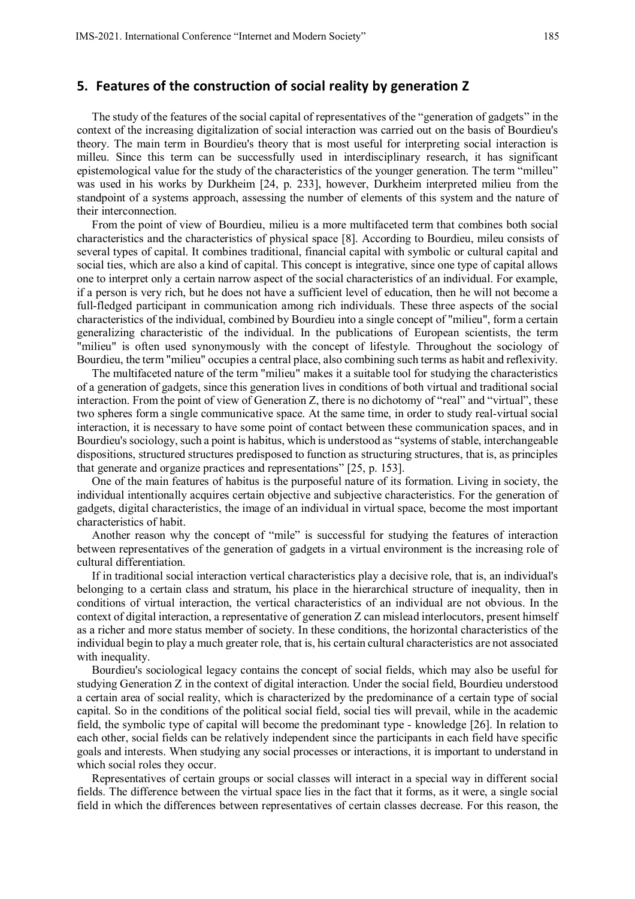## 5. Features of the construction of social reality by generation Z

The study of the features of the social capital of representatives of the "generation of gadgets" in the context of the increasing digitalization of social interaction was carried out on the basis of Bourdieu's theory. The main term in Bourdieu's theory that is most useful for interpreting social interaction is milleu. Since this term can be successfully used in interdisciplinary research, it has significant epistemological value for the study of the characteristics of the younger generation. The term "milleu" was used in his works by Durkheim [24, p. 233], however, Durkheim interpreted milieu from the standpoint of a systems approach, assessing the number of elements of this system and the nature of their interconnection.

From the point of view of Bourdieu, milieu is a more multifaceted term that combines both social characteristics and the characteristics of physical space [8]. According to Bourdieu, mileu consists of several types of capital. It combines traditional, financial capital with symbolic or cultural capital and social ties, which are also a kind of capital. This concept is integrative, since one type of capital allows one to interpret only a certain narrow aspect of the social characteristics of an individual. For example, if a person is very rich, but he does not have a sufficient level of education, then he will not become a full-fledged participant in communication among rich individuals. These three aspects of the social characteristics of the individual, combined by Bourdieu into a single concept of "milieu", form a certain generalizing characteristic of the individual. In the publications of European scientists, the term "milieu" is often used synonymously with the concept of lifestyle. Throughout the sociology of Bourdieu, the term "milieu" occupies a central place, also combining such terms as habit and reflexivity.

The multifaceted nature of the term "milieu" makes it a suitable tool for studying the characteristics of a generation of gadgets, since this generation lives in conditions of both virtual and traditional social interaction. From the point of view of Generation Z, there is no dichotomy of "real" and "virtual", these two spheres form a single communicative space. At the same time, in order to study real-virtual social interaction, it is necessary to have some point of contact between these communication spaces, and in Bourdieu's sociology, such a point is habitus, which is understood as "systems of stable, interchangeable dispositions, structured structures predisposed to function as structuring structures, that is, as principles that generate and organize practices and representations" [25, p. 153].

One of the main features of habitus is the purposeful nature of its formation. Living in society, the individual intentionally acquires certain objective and subjective characteristics. For the generation of gadgets, digital characteristics, the image of an individual in virtual space, become the most important characteristics of habit.

Another reason why the concept of "mile" is successful for studying the features of interaction between representatives of the generation of gadgets in a virtual environment is the increasing role of cultural differentiation.

If in traditional social interaction vertical characteristics play a decisive role, that is, an individual's belonging to a certain class and stratum, his place in the hierarchical structure of inequality, then in conditions of virtual interaction, the vertical characteristics of an individual are not obvious. In the context of digital interaction, a representative of generation Z can mislead interlocutors, present himself as a richer and more status member of society. In these conditions, the horizontal characteristics of the individual begin to play a much greater role, that is, his certain cultural characteristics are not associated with inequality.

Bourdieu's sociological legacy contains the concept of social fields, which may also be useful for studying Generation Z in the context of digital interaction. Under the social field, Bourdieu understood a certain area of social reality, which is characterized by the predominance of a certain type of social capital. So in the conditions of the political social field, social ties will prevail, while in the academic field, the symbolic type of capital will become the predominant type - knowledge [26]. In relation to each other, social fields can be relatively independent since the participants in each field have specific goals and interests. When studying any social processes or interactions, it is important to understand in which social roles they occur.

Representatives of certain groups or social classes will interact in a special way in different social fields. The difference between the virtual space lies in the fact that it forms, as it were, a single social field in which the differences between representatives of certain classes decrease. For this reason, the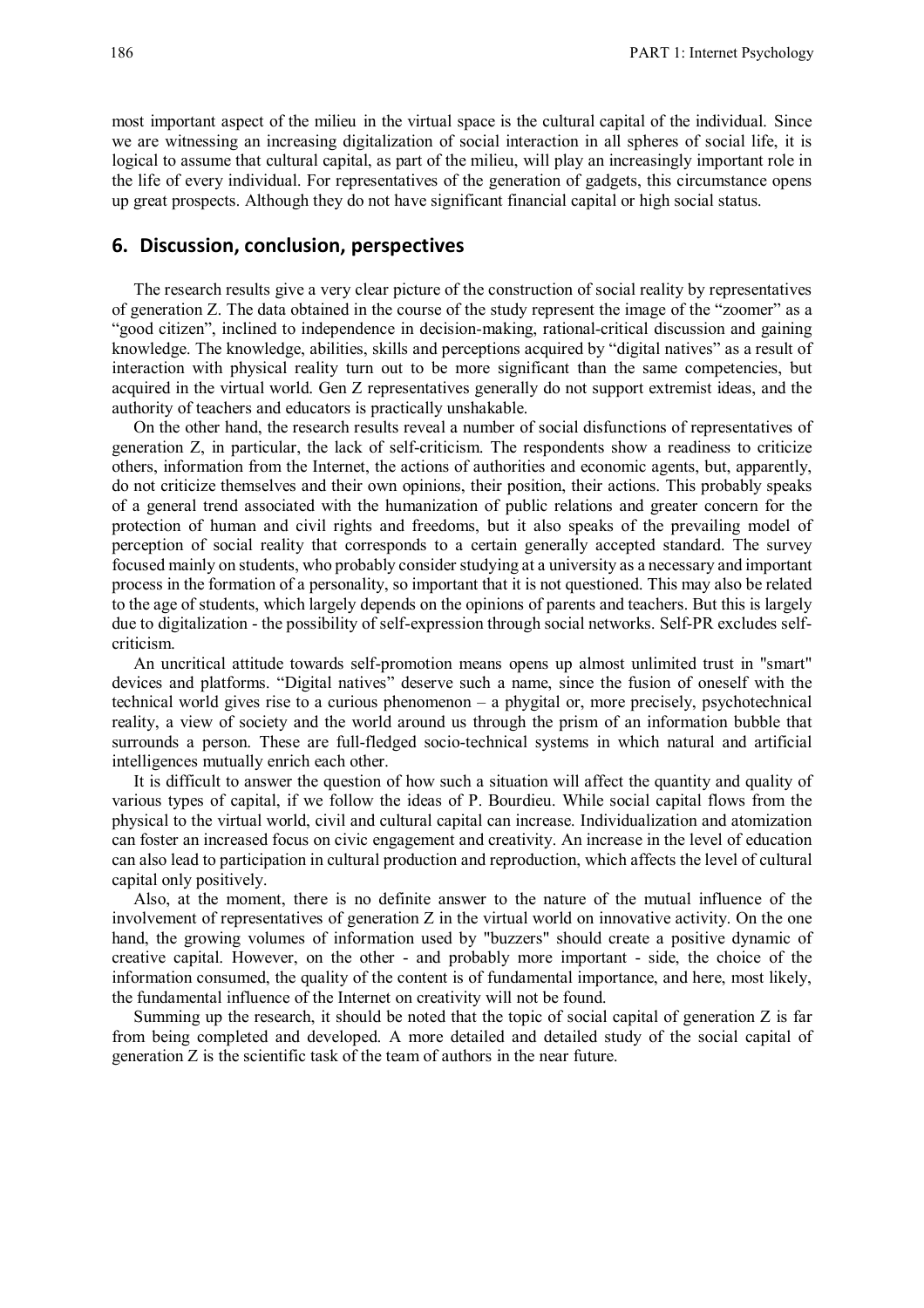most important aspect of the milieu in the virtual space is the cultural capital of the individual. Since we are witnessing an increasing digitalization of social interaction in all spheres of social life, it is logical to assume that cultural capital, as part of the milieu, will play an increasingly important role in the life of every individual. For representatives of the generation of gadgets, this circumstance opens up great prospects. Although they do not have significant financial capital or high social status.

## 6. Discussion, conclusion, perspectives

The research results give a very clear picture of the construction of social reality by representatives of generation Z. The data obtained in the course of the study represent the image of the "zoomer" as a "good citizen", inclined to independence in decision-making, rational-critical discussion and gaining knowledge. The knowledge, abilities, skills and perceptions acquired by "digital natives" as a result of interaction with physical reality turn out to be more significant than the same competencies, but acquired in the virtual world. Gen Z representatives generally do not support extremist ideas, and the authority of teachers and educators is practically unshakable.

On the other hand, the research results reveal a number of social disfunctions of representatives of generation Z, in particular, the lack of self-criticism. The respondents show a readiness to criticize others, information from the Internet, the actions of authorities and economic agents, but, apparently, do not criticize themselves and their own opinions, their position, their actions. This probably speaks of a general trend associated with the humanization of public relations and greater concern for the protection of human and civil rights and freedoms, but it also speaks of the prevailing model of perception of social reality that corresponds to a certain generally accepted standard. The survey focused mainly on students, who probably consider studying at a university as a necessary and important process in the formation of a personality, so important that it is not questioned. This may also be related to the age of students, which largely depends on the opinions of parents and teachers. But this is largely due to digitalization - the possibility of self-expression through social networks. Self-PR excludes self-criticism.

An uncritical attitude towards self-promotion means opens up almost unlimited trust in "smart" devices and platforms. "Digital natives" deserve such a name, since the fusion of oneself with the technical world gives rise to a curious phenomenon – a phygital or, more precisely, psychotechnical reality, a view of society and the world around us through the prism of an information bubble that surrounds a person. These are full-fledged socio-technical systems in which natural and artificial intelligences mutually enrich each other.

It is difficult to answer the question of how such a situation will affect the quantity and quality of various types of capital, if we follow the ideas of P. Bourdieu. While social capital flows from the physical to the virtual world, civil and cultural capital can increase. Individualization and atomization can foster an increased focus on civic engagement and creativity. An increase in the level of education can also lead to participation in cultural production and reproduction, which affects the level of cultural capital only positively.

Also, at the moment, there is no definite answer to the nature of the mutual influence of the involvement of representatives of generation Z in the virtual world on innovative activity. On the one hand, the growing volumes of information used by "buzzers" should create a positive dynamic of creative capital. However, on the other - and probably more important - side, the choice of the information consumed, the quality of the content is of fundamental importance, and here, most likely, the fundamental influence of the Internet on creativity will not be found.

Summing up the research, it should be noted that the topic of social capital of generation Z is far from being completed and developed. A more detailed and detailed study of the social capital of generation Z is the scientific task of the team of authors in the near future.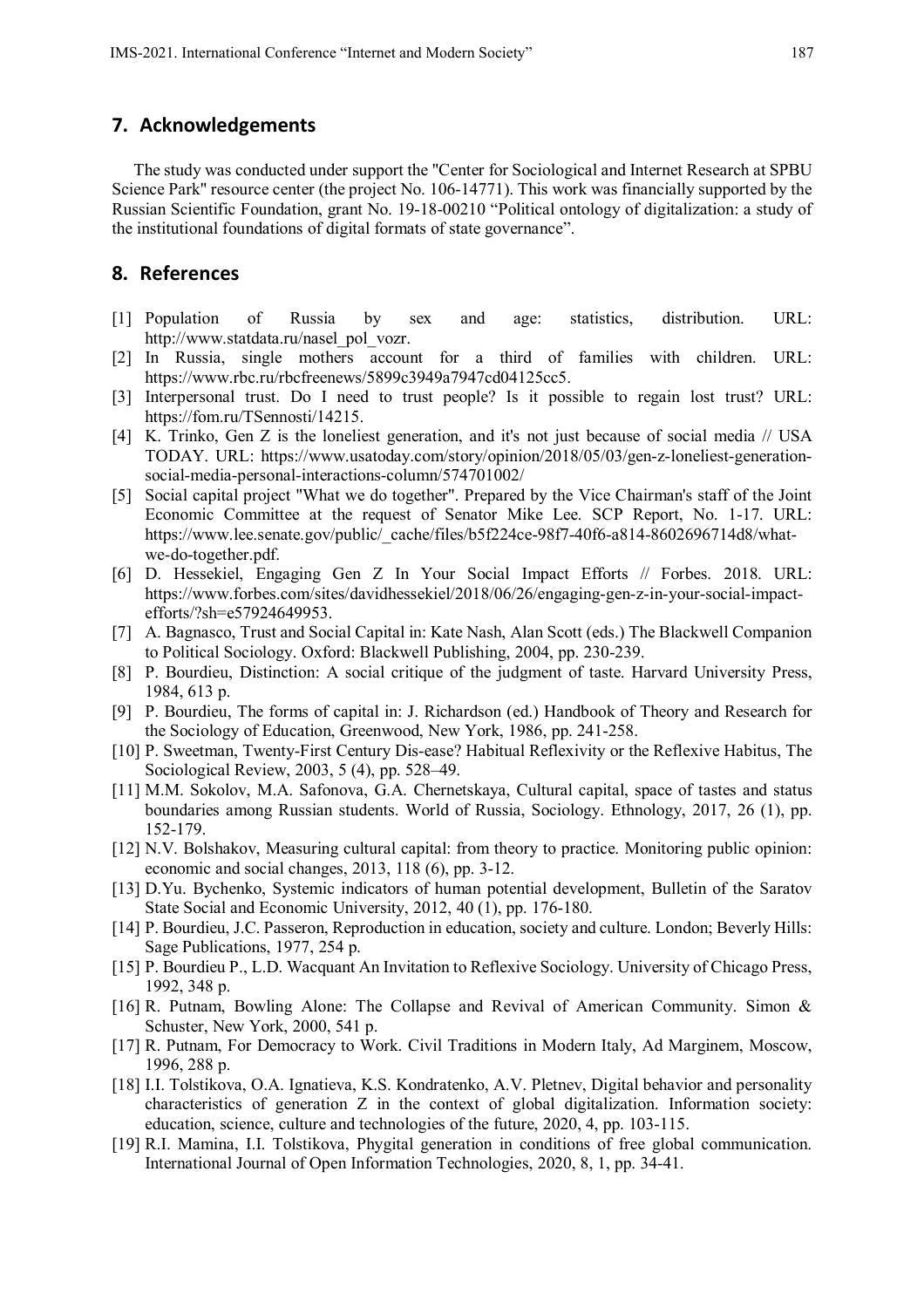## 7. Acknowledgements

The study was conducted under support the "Center for Sociological and Internet Research at SPBU Science Park" resource center (the project No. 106-14771). This work was financially supported by the Russian Scientific Foundation, grant No. 19-18-00210 “Political ontology of digitalization: a study of the institutional foundations of digital formats of state governance”.

## 8. References

[1] Population of Russia by sex and age: statistics, distribution. URL: http://www.statdata.ru/nasel_pol_vozr.

[2] In Russia, single mothers account for a third of families with children. URL: https://www.rbc.ru/rbcfreenews/5899c3949a7947cd04125cc5.

[3] Interpersonal trust. Do I need to trust people? Is it possible to regain lost trust? URL: https://fom.ru/TSennosti/14215.

[4] K. Trinko, Gen Z is the loneliest generation, and it's not just because of social media // USA TODAY. URL: https://www.usatoday.com/story/opinion/2018/05/03/gen-z-loneliest-generation-social-media-personal-interactions-column/574701002/

[5] Social capital project "What we do together". Prepared by the Vice Chairman's staff of the Joint Economic Committee at the request of Senator Mike Lee. SCP Report, No. 1-17. URL: https://www.lee.senate.gov/public/_cache/files/b5f224ce-98f7-40f6-a814-8602696714d8/what-we-do-together.pdf.

[6] D. Hessekiel, Engaging Gen Z In Your Social Impact Efforts // Forbes. 2018. URL: https://www.forbes.com/sites/davidhessekiel/2018/06/26/engaging-gen-z-in-your-social-impact-efforts/?sh=e57924649953.

[7] A. Bagnasco, Trust and Social Capital in: Kate Nash, Alan Scott (eds.) The Blackwell Companion to Political Sociology. Oxford: Blackwell Publishing, 2004, pp. 230-239.

[8] P. Bourdieu, Distinction: A social critique of the judgment of taste. Harvard University Press, 1984, 613 p.

[9] P. Bourdieu, The forms of capital in: J. Richardson (ed.) Handbook of Theory and Research for the Sociology of Education, Greenwood, New York, 1986, pp. 241-258.

[10] P. Sweetman, Twenty-First Century Dis-ease? Habitual Reflexivity or the Reflexive Habitus, The Sociological Review, 2003, 5 (4), pp. 528–49.

[11] M.M. Sokolov, M.A. Safonova, G.A. Chernetskaya, Cultural capital, space of tastes and status boundaries among Russian students. World of Russia, Sociology. Ethnology, 2017, 26 (1), pp. 152-179.

[12] N.V. Bolshakov, Measuring cultural capital: from theory to practice. Monitoring public opinion: economic and social changes, 2013, 118 (6), pp. 3-12.

[13] D.Yu. Bychenko, Systemic indicators of human potential development, Bulletin of the Saratov State Social and Economic University, 2012, 40 (1), pp. 176-180.

[14] P. Bourdieu, J.C. Passeron, Reproduction in education, society and culture. London; Beverly Hills: Sage Publications, 1977, 254 p.

[15] P. Bourdieu P., L.D. Wacquant An Invitation to Reflexive Sociology. University of Chicago Press, 1992, 348 p.

[16] R. Putnam, Bowling Alone: The Collapse and Revival of American Community. Simon & Schuster, New York, 2000, 541 p.

[17] R. Putnam, For Democracy to Work. Civil Traditions in Modern Italy, Ad Marginem, Moscow, 1996, 288 p.

[18] I.I. Tolstikova, O.A. Ignatieva, K.S. Kondratenko, A.V. Pletnev, Digital behavior and personality characteristics of generation Z in the context of global digitalization. Information society: education, science, culture and technologies of the future, 2020, 4, pp. 103-115.

[19] R.I. Mamina, I.I. Tolstikova, Phygital generation in conditions of free global communication. International Journal of Open Information Technologies, 2020, 8, 1, pp. 34-41.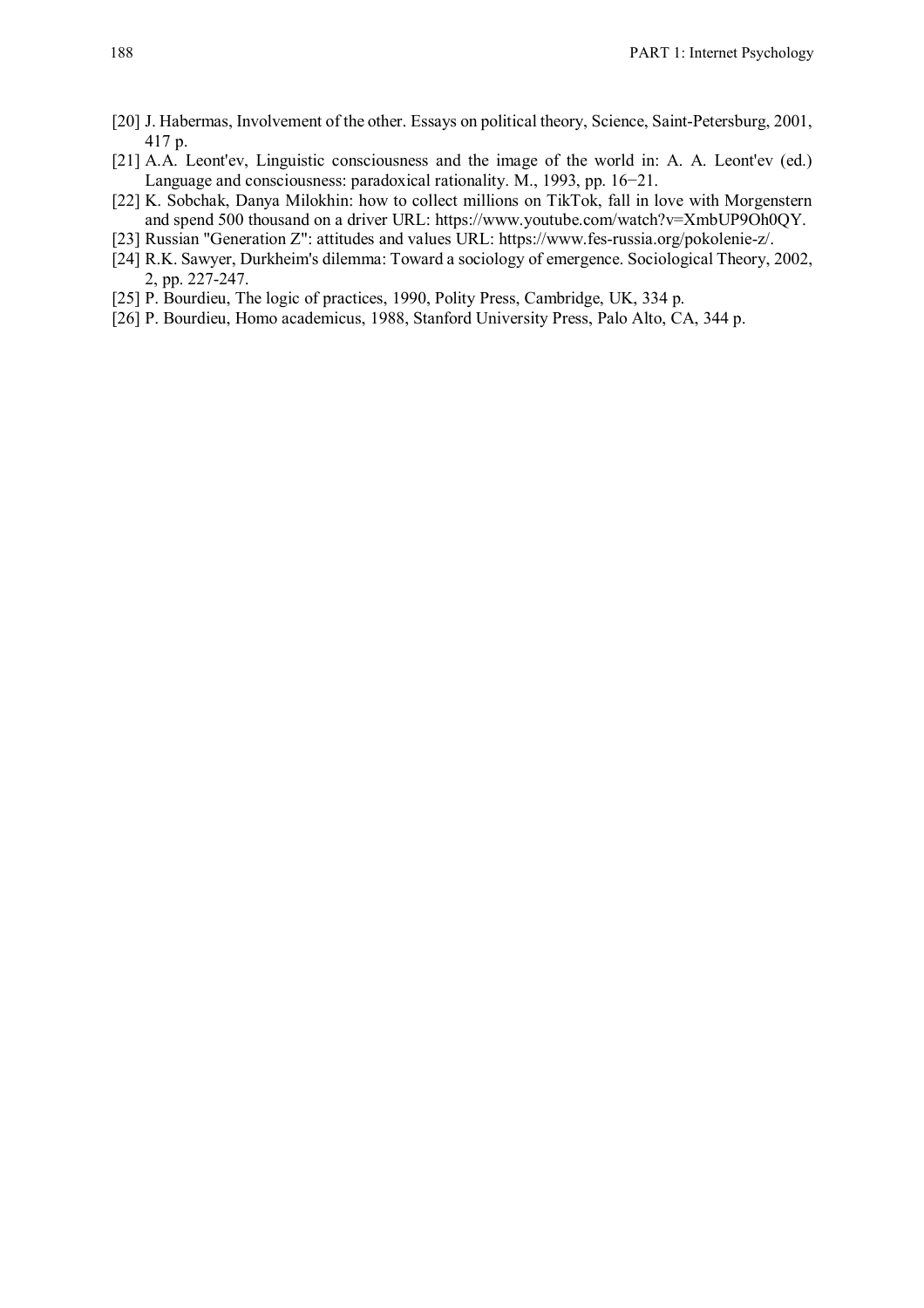[20] J. Habermas, Involvement of the other. Essays on political theory, Science, Saint-Petersburg, 2001, 417 p.

[21] A.A. Leont'ev, Linguistic consciousness and the image of the world in: A. A. Leont'ev (ed.) Language and consciousness: paradoxical rationality. M., 1993, pp. 16−21.

[22] K. Sobchak, Danya Milokhin: how to collect millions on TikTok, fall in love with Morgenstern and spend 500 thousand on a driver URL: https://www.youtube.com/watch?v=XmbUP9Oh0QY.

[23] Russian "Generation Z": attitudes and values URL: https://www.fes-russia.org/pokolenie-z/.

[24] R.K. Sawyer, Durkheim's dilemma: Toward a sociology of emergence. Sociological Theory, 2002, 2, pp. 227-247.

[25] P. Bourdieu, The logic of practices, 1990, Polity Press, Cambridge, UK, 334 p.

[26] P. Bourdieu, Homo academicus, 1988, Stanford University Press, Palo Alto, CA, 344 p.